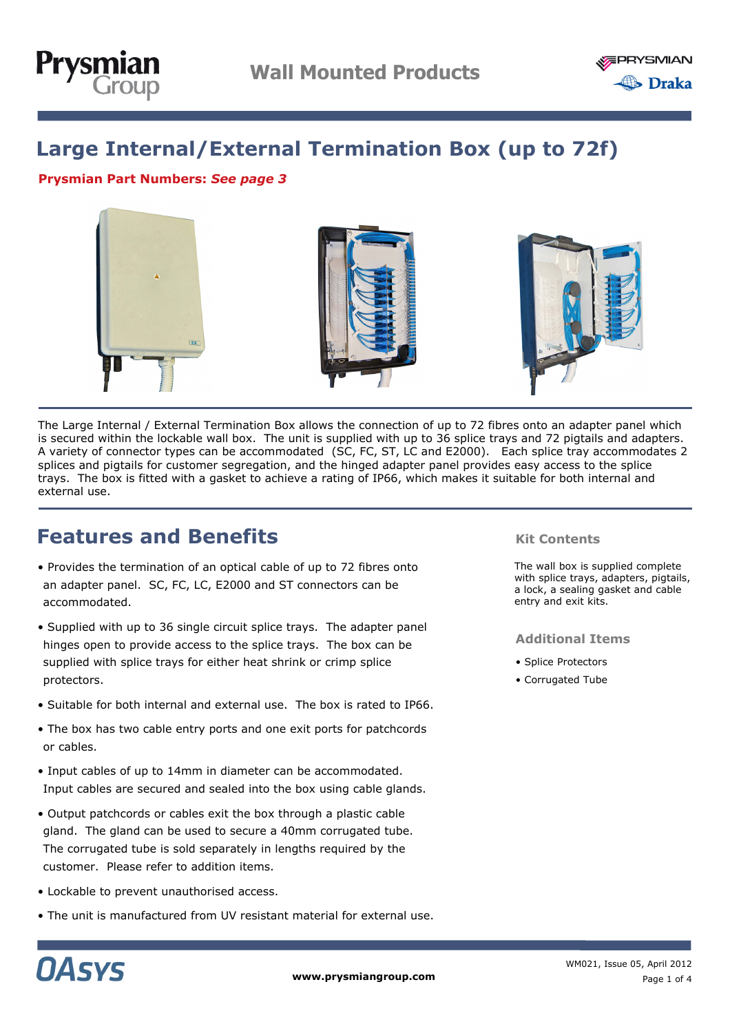# Large Internal/External Termination Box (up to 72f)

**Prysmian Part Numbers: *See page 3***

The Large Internal / External Termination Box allows the connection of up to 72 fibres onto an adapter panel which is secured within the lockable wall box. The unit is supplied with up to 36 splice trays and 72 pigtails and adapters. A variety of connector types can be accommodated (SC, FC, ST, LC and E2000). Each splice tray accommodates 2 splices and pigtails for customer segregation, and the hinged adapter panel provides easy access to the splice trays. The box is fitted with a gasket to achieve a rating of IP66, which makes it suitable for both internal and external use.

## Features and Benefits

- Provides the termination of an optical cable of up to 72 fibres onto an adapter panel. SC, FC, LC, E2000 and ST connectors can be accommodated.
- Supplied with up to 36 single circuit splice trays. The adapter panel hinges open to provide access to the splice trays. The box can be supplied with splice trays for either heat shrink or crimp splice protectors.
- Suitable for both internal and external use. The box is rated to IP66.
- The box has two cable entry ports and one exit ports for patchcords or cables.
- Input cables of up to 14mm in diameter can be accommodated. Input cables are secured and sealed into the box using cable glands.
- Output patchcords or cables exit the box through a plastic cable gland. The gland can be used to secure a 40mm corrugated tube. The corrugated tube is sold separately in lengths required by the customer. Please refer to addition items.
- Lockable to prevent unauthorised access.
- The unit is manufactured from UV resistant material for external use.

### Kit Contents

The wall box is supplied complete with splice trays, adapters, pigtails, a lock, a sealing gasket and cable entry and exit kits.

### Additional Items

- Splice Protectors
- Corrugated Tube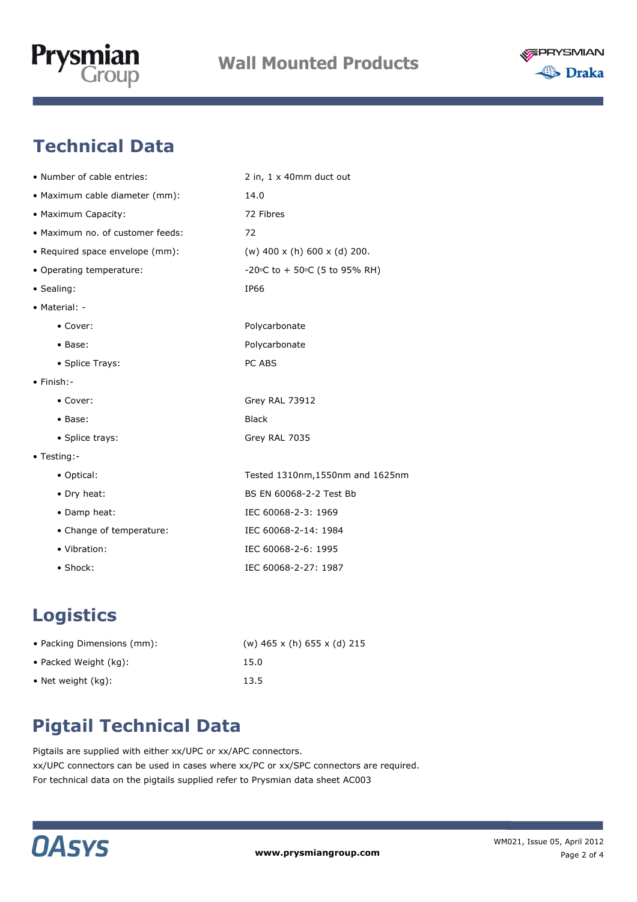## Technical Data

- Number of cable entries: 2 in, 1 x 40mm duct out
- Maximum cable diameter (mm): 14.0
- Maximum Capacity: 72 Fibres
- Maximum no. of customer feeds: 72
- Required space envelope (mm): (w) 400 x (h) 600 x (d) 200.
- Operating temperature: -20°C to + 50°C (5 to 95% RH)
- Sealing: IP66
- Material: -
    - Cover: Polycarbonate
    - Base: Polycarbonate
    - Splice Trays: PC ABS
- Finish:-
    - Cover: Grey RAL 73912
    - Base: Black
    - Splice trays: Grey RAL 7035
- Testing:-
    - Optical: Tested 1310nm,1550nm and 1625nm
    - Dry heat: BS EN 60068-2-2 Test Bb
    - Damp heat: IEC 60068-2-3: 1969
    - Change of temperature: IEC 60068-2-14: 1984
    - Vibration: IEC 60068-2-6: 1995
    - Shock: IEC 60068-2-27: 1987

## Logistics

- Packing Dimensions (mm): (w) 465 x (h) 655 x (d) 215
- Packed Weight (kg): 15.0
- Net weight (kg): 13.5

## Pigtail Technical Data

Pigtails are supplied with either xx/UPC or xx/APC connectors.
xx/UPC connectors can be used in cases where xx/PC or xx/SPC connectors are required.
For technical data on the pigtails supplied refer to Prysmian data sheet AC003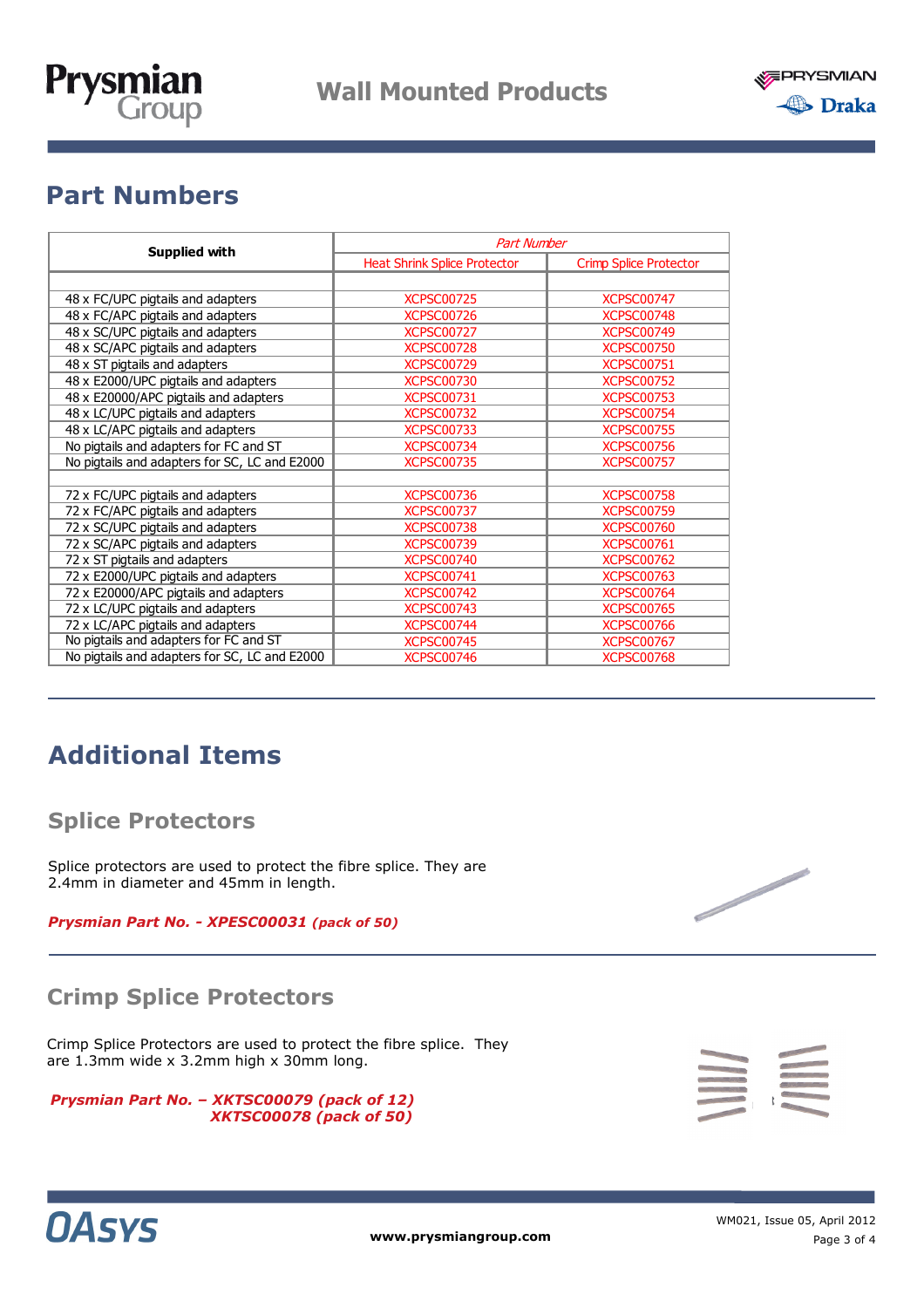## Part Numbers

| Supplied with | Part Number | |
|---|---|---|
| | Heat Shrink Splice Protector | Crimp Splice Protector |
| | | |
| 48 x FC/UPC pigtails and adapters | XCPSC00725 | XCPSC00747 |
| 48 x FC/APC pigtails and adapters | XCPSC00726 | XCPSC00748 |
| 48 x SC/UPC pigtails and adapters | XCPSC00727 | XCPSC00749 |
| 48 x SC/APC pigtails and adapters | XCPSC00728 | XCPSC00750 |
| 48 x ST pigtails and adapters | XCPSC00729 | XCPSC00751 |
| 48 x E2000/UPC pigtails and adapters | XCPSC00730 | XCPSC00752 |
| 48 x E20000/APC pigtails and adapters | XCPSC00731 | XCPSC00753 |
| 48 x LC/UPC pigtails and adapters | XCPSC00732 | XCPSC00754 |
| 48 x LC/APC pigtails and adapters | XCPSC00733 | XCPSC00755 |
| No pigtails and adapters for FC and ST | XCPSC00734 | XCPSC00756 |
| No pigtails and adapters for SC, LC and E2000 | XCPSC00735 | XCPSC00757 |
| | | |
| 72 x FC/UPC pigtails and adapters | XCPSC00736 | XCPSC00758 |
| 72 x FC/APC pigtails and adapters | XCPSC00737 | XCPSC00759 |
| 72 x SC/UPC pigtails and adapters | XCPSC00738 | XCPSC00760 |
| 72 x SC/APC pigtails and adapters | XCPSC00739 | XCPSC00761 |
| 72 x ST pigtails and adapters | XCPSC00740 | XCPSC00762 |
| 72 x E2000/UPC pigtails and adapters | XCPSC00741 | XCPSC00763 |
| 72 x E20000/APC pigtails and adapters | XCPSC00742 | XCPSC00764 |
| 72 x LC/UPC pigtails and adapters | XCPSC00743 | XCPSC00765 |
| 72 x LC/APC pigtails and adapters | XCPSC00744 | XCPSC00766 |
| No pigtails and adapters for FC and ST | XCPSC00745 | XCPSC00767 |
| No pigtails and adapters for SC, LC and E2000 | XCPSC00746 | XCPSC00768 |

## Additional Items

### Splice Protectors

Splice protectors are used to protect the fibre splice. They are 2.4mm in diameter and 45mm in length.

***Prysmian Part No. - XPESC00031** (pack of 50)*

### Crimp Splice Protectors

Crimp Splice Protectors are used to protect the fibre splice. They are 1.3mm wide x 3.2mm high x 30mm long.

***Prysmian Part No. – XKTSC00079 (pack of 12)***
***XKTSC00078 (pack of 50)***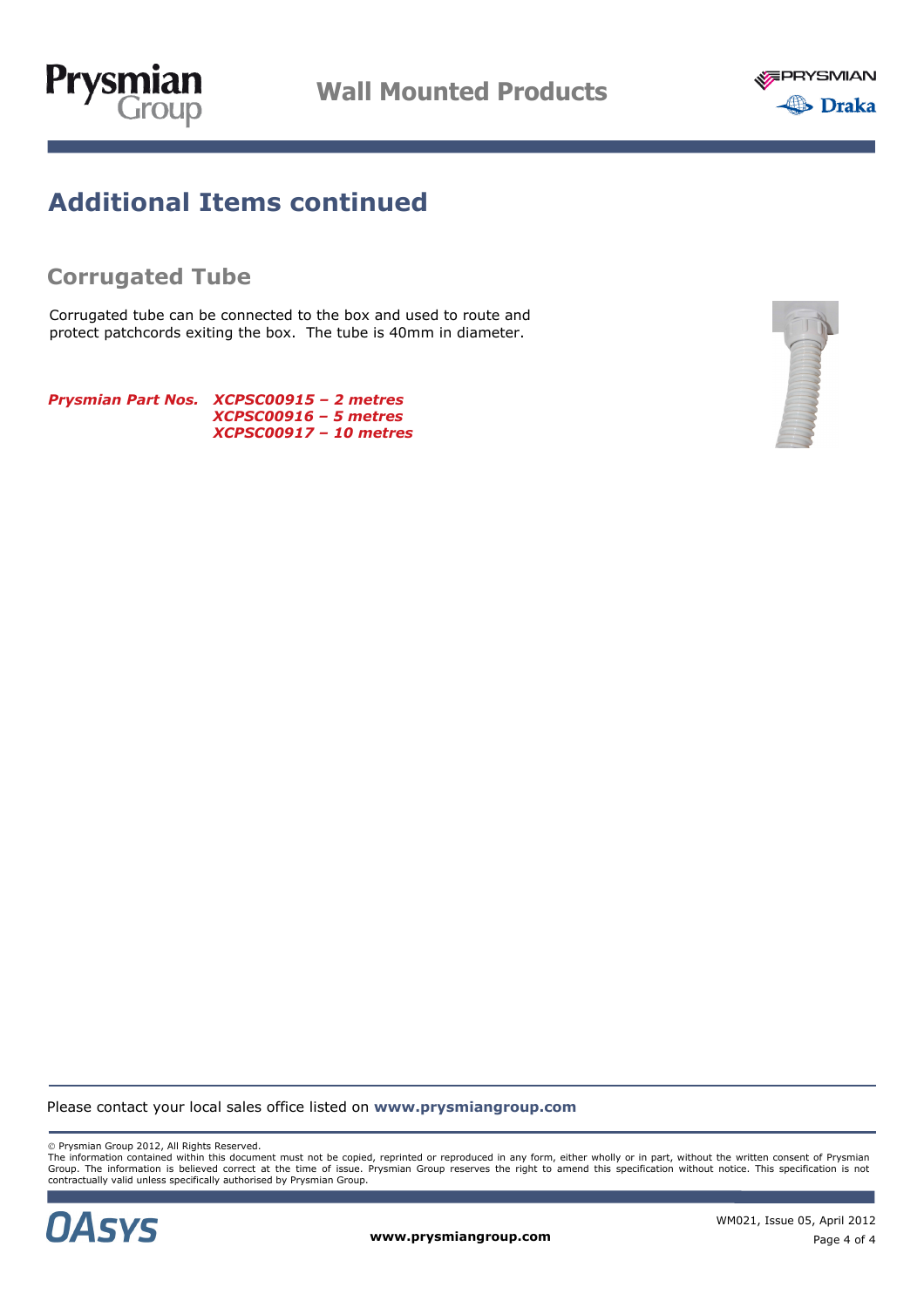## Additional Items continued

### Corrugated Tube

Corrugated tube can be connected to the box and used to route and protect patchcords exiting the box. The tube is 40mm in diameter.

***Prysmian Part Nos.*** ***XCPSC00915 – 2 metres***
***XCPSC00916 – 5 metres***
***XCPSC00917 – 10 metres***

Please contact your local sales office listed on **www.prysmiangroup.com**

© Prysmian Group 2012, All Rights Reserved.
The information contained within this document must not be copied, reprinted or reproduced in any form, either wholly or in part, without the written consent of Prysmian Group. The information is believed correct at the time of issue. Prysmian Group reserves the right to amend this specification without notice. This specification is not contractually valid unless specifically authorised by Prysmian Group.